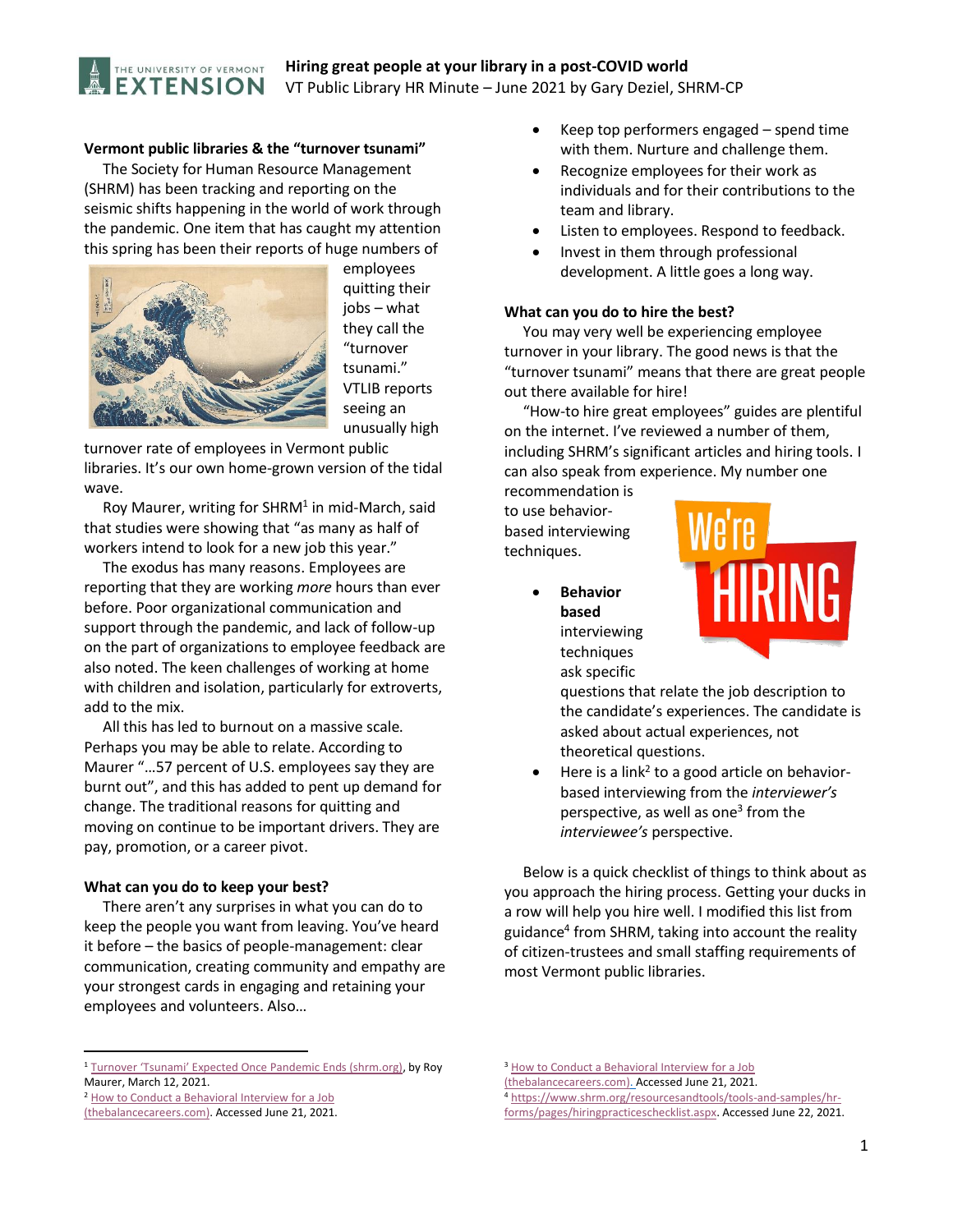# Hiring great people at your library in a post-COVID world

VT Public Library HR Minute – June 2021 by Gary Deziel, SHRM-CP

## Vermont public libraries & the "turnover tsunami"

The Society for Human Resource Management (SHRM) has been tracking and reporting on the seismic shifts happening in the world of work through the pandemic. One item that has caught my attention this spring has been their reports of huge numbers of employees quitting their jobs – what they call the "turnover tsunami." VTLIB reports seeing an unusually high turnover rate of employees in Vermont public libraries. It's our own home-grown version of the tidal wave.

Roy Maurer, writing for SHRM[1] in mid-March, said that studies were showing that "as many as half of workers intend to look for a new job this year."

The exodus has many reasons. Employees are reporting that they are working *more* hours than ever before. Poor organizational communication and support through the pandemic, and lack of follow-up on the part of organizations to employee feedback are also noted. The keen challenges of working at home with children and isolation, particularly for extroverts, add to the mix.

All this has led to burnout on a massive scale. Perhaps you may be able to relate. According to Maurer "…57 percent of U.S. employees say they are burnt out", and this has added to pent up demand for change. The traditional reasons for quitting and moving on continue to be important drivers. They are pay, promotion, or a career pivot.

## What can you do to keep your best?

There aren't any surprises in what you can do to keep the people you want from leaving. You've heard it before – the basics of people-management: clear communication, creating community and empathy are your strongest cards in engaging and retaining your employees and volunteers. Also…

- Keep top performers engaged – spend time with them. Nurture and challenge them.
- Recognize employees for their work as individuals and for their contributions to the team and library.
- Listen to employees. Respond to feedback.
- Invest in them through professional development. A little goes a long way.

## What can you do to hire the best?

You may very well be experiencing employee turnover in your library. The good news is that the "turnover tsunami" means that there are great people out there available for hire!

"How-to hire great employees" guides are plentiful on the internet. I've reviewed a number of them, including SHRM's significant articles and hiring tools. I can also speak from experience. My number one recommendation is to use behavior-based interviewing techniques.

- **Behavior based** interviewing techniques ask specific questions that relate the job description to the candidate's experiences. The candidate is asked about actual experiences, not theoretical questions.
- Here is a link[2] to a good article on behavior-based interviewing from the *interviewer's* perspective, as well as one[3] from the *interviewee's* perspective.

Below is a quick checklist of things to think about as you approach the hiring process. Getting your ducks in a row will help you hire well. I modified this list from guidance[4] from SHRM, taking into account the reality of citizen-trustees and small staffing requirements of most Vermont public libraries.

---

[1] Turnover 'Tsunami' Expected Once Pandemic Ends (shrm.org), by Roy Maurer, March 12, 2021.

[2] How to Conduct a Behavioral Interview for a Job (thebalancecareers.com). Accessed June 21, 2021.

[3] How to Conduct a Behavioral Interview for a Job (thebalancecareers.com). Accessed June 21, 2021.

[4] https://www.shrm.org/resourcesandtools/tools-and-samples/hr-forms/pages/hiringpracticeschecklist.aspx. Accessed June 22, 2021.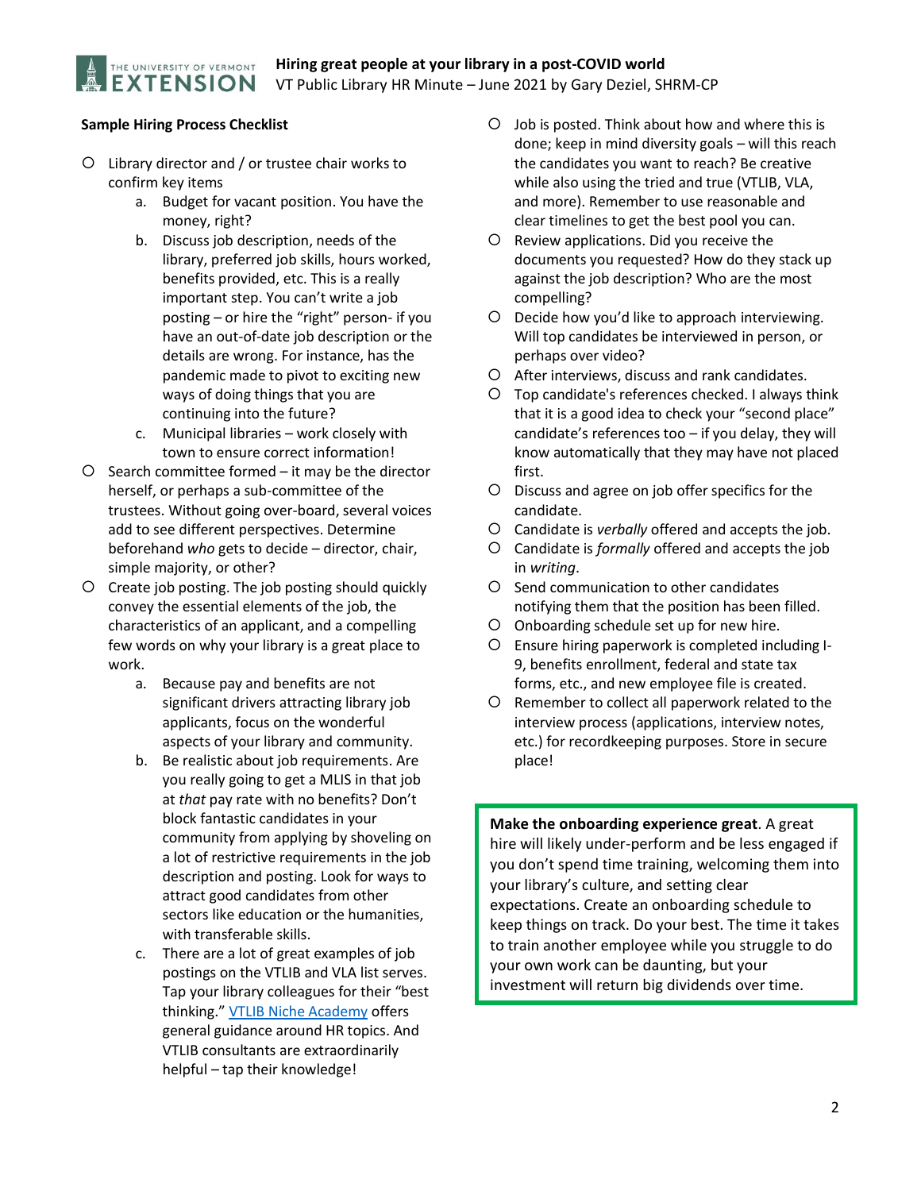**Sample Hiring Process Checklist**

- Library director and / or trustee chair works to confirm key items
  a. Budget for vacant position. You have the money, right?
  b. Discuss job description, needs of the library, preferred job skills, hours worked, benefits provided, etc. This is a really important step. You can't write a job posting – or hire the "right" person- if you have an out-of-date job description or the details are wrong. For instance, has the pandemic made to pivot to exciting new ways of doing things that you are continuing into the future?
  c. Municipal libraries – work closely with town to ensure correct information!
- Search committee formed – it may be the director herself, or perhaps a sub-committee of the trustees. Without going over-board, several voices add to see different perspectives. Determine beforehand *who* gets to decide – director, chair, simple majority, or other?
- Create job posting. The job posting should quickly convey the essential elements of the job, the characteristics of an applicant, and a compelling few words on why your library is a great place to work.
  a. Because pay and benefits are not significant drivers attracting library job applicants, focus on the wonderful aspects of your library and community.
  b. Be realistic about job requirements. Are you really going to get a MLIS in that job at *that* pay rate with no benefits? Don't block fantastic candidates in your community from applying by shoveling on a lot of restrictive requirements in the job description and posting. Look for ways to attract good candidates from other sectors like education or the humanities, with transferable skills.
  c. There are a lot of great examples of job postings on the VTLIB and VLA list serves. Tap your library colleagues for their "best thinking." [VTLIB Niche Academy] offers general guidance around HR topics. And VTLIB consultants are extraordinarily helpful – tap their knowledge!
- Job is posted. Think about how and where this is done; keep in mind diversity goals – will this reach the candidates you want to reach? Be creative while also using the tried and true (VTLIB, VLA, and more). Remember to use reasonable and clear timelines to get the best pool you can.
- Review applications. Did you receive the documents you requested? How do they stack up against the job description? Who are the most compelling?
- Decide how you'd like to approach interviewing. Will top candidates be interviewed in person, or perhaps over video?
- After interviews, discuss and rank candidates.
- Top candidate's references checked. I always think that it is a good idea to check your "second place" candidate's references too – if you delay, they will know automatically that they may have not placed first.
- Discuss and agree on job offer specifics for the candidate.
- Candidate is *verbally* offered and accepts the job.
- Candidate is *formally* offered and accepts the job in *writing*.
- Send communication to other candidates notifying them that the position has been filled.
- Onboarding schedule set up for new hire.
- Ensure hiring paperwork is completed including I-9, benefits enrollment, federal and state tax forms, etc., and new employee file is created.
- Remember to collect all paperwork related to the interview process (applications, interview notes, etc.) for recordkeeping purposes. Store in secure place!

**Make the onboarding experience great**. A great hire will likely under-perform and be less engaged if you don't spend time training, welcoming them into your library's culture, and setting clear expectations. Create an onboarding schedule to keep things on track. Do your best. The time it takes to train another employee while you struggle to do your own work can be daunting, but your investment will return big dividends over time.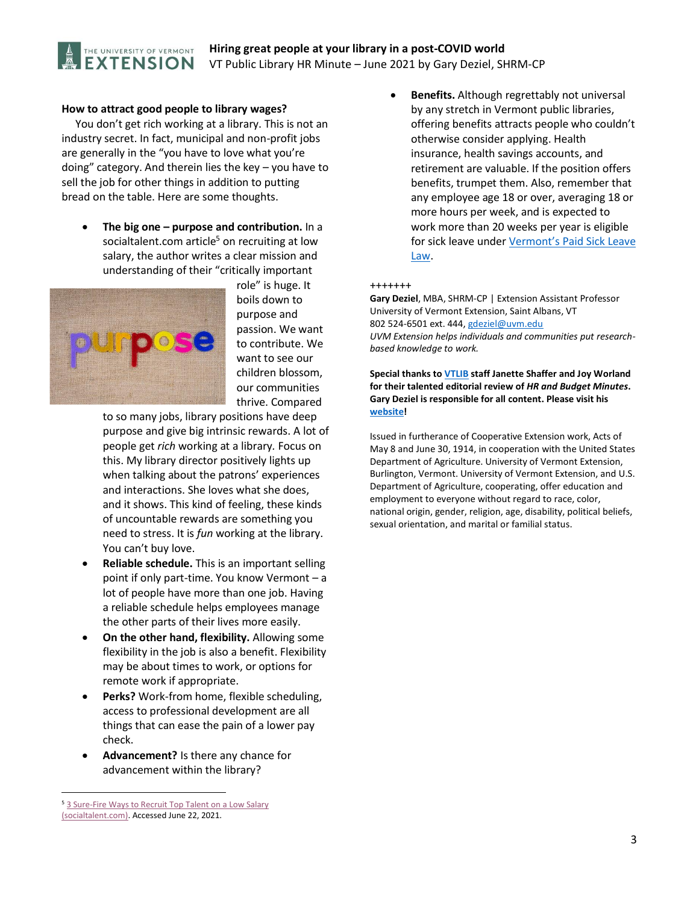**How to attract good people to library wages?**

You don't get rich working at a library. This is not an industry secret. In fact, municipal and non-profit jobs are generally in the "you have to love what you're doing" category. And therein lies the key – you have to sell the job for other things in addition to putting bread on the table. Here are some thoughts.

- **The big one – purpose and contribution.** In a socialtalent.com article[5] on recruiting at low salary, the author writes a clear mission and understanding of their "critically important role" is huge. It boils down to purpose and passion. We want to contribute. We want to see our children blossom, our communities thrive. Compared to so many jobs, library positions have deep purpose and give big intrinsic rewards. A lot of people get *rich* working at a library. Focus on this. My library director positively lights up when talking about the patrons' experiences and interactions. She loves what she does, and it shows. This kind of feeling, these kinds of uncountable rewards are something you need to stress. It is *fun* working at the library. You can't buy love.
- **Reliable schedule.** This is an important selling point if only part-time. You know Vermont – a lot of people have more than one job. Having a reliable schedule helps employees manage the other parts of their lives more easily.
- **On the other hand, flexibility.** Allowing some flexibility in the job is also a benefit. Flexibility may be about times to work, or options for remote work if appropriate.
- **Perks?** Work-from home, flexible scheduling, access to professional development are all things that can ease the pain of a lower pay check.
- **Advancement?** Is there any chance for advancement within the library?
- **Benefits.** Although regrettably not universal by any stretch in Vermont public libraries, offering benefits attracts people who couldn't otherwise consider applying. Health insurance, health savings accounts, and retirement are valuable. If the position offers benefits, trumpet them. Also, remember that any employee age 18 or over, averaging 18 or more hours per week, and is expected to work more than 20 weeks per year is eligible for sick leave under Vermont's Paid Sick Leave Law.

+++++++

**Gary Deziel**, MBA, SHRM-CP | Extension Assistant Professor
University of Vermont Extension, Saint Albans, VT
802 524-6501 ext. 444, gdeziel@uvm.edu
*UVM Extension helps individuals and communities put research-based knowledge to work.*

**Special thanks to VTLIB staff Janette Shaffer and Joy Worland for their talented editorial review of *HR and Budget Minutes*. Gary Deziel is responsible for all content. Please visit his website!**

Issued in furtherance of Cooperative Extension work, Acts of May 8 and June 30, 1914, in cooperation with the United States Department of Agriculture. University of Vermont Extension, Burlington, Vermont. University of Vermont Extension, and U.S. Department of Agriculture, cooperating, offer education and employment to everyone without regard to race, color, national origin, gender, religion, age, disability, political beliefs, sexual orientation, and marital or familial status.

---

[5] 3 Sure-Fire Ways to Recruit Top Talent on a Low Salary (socialtalent.com). Accessed June 22, 2021.